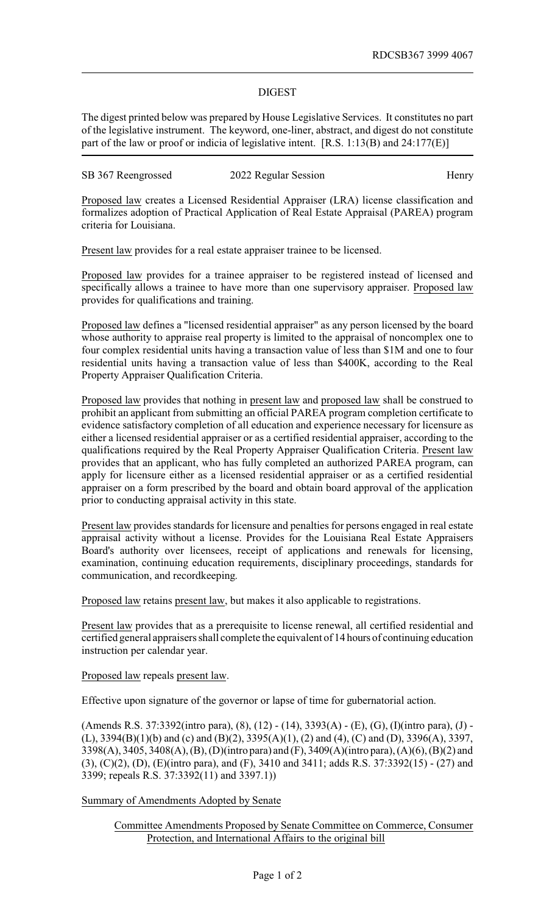RDCSB367 3999 4067

## DIGEST

The digest printed below was prepared by House Legislative Services. It constitutes no part of the legislative instrument. The keyword, one-liner, abstract, and digest do not constitute part of the law or proof or indicia of legislative intent. [R.S. 1:13(B) and 24:177(E)]

SB 367 Reengrossed — 2022 Regular Session — Henry

Proposed law creates a Licensed Residential Appraiser (LRA) license classification and formalizes adoption of Practical Application of Real Estate Appraisal (PAREA) program criteria for Louisiana.

Present law provides for a real estate appraiser trainee to be licensed.

Proposed law provides for a trainee appraiser to be registered instead of licensed and specifically allows a trainee to have more than one supervisory appraiser. Proposed law provides for qualifications and training.

Proposed law defines a "licensed residential appraiser" as any person licensed by the board whose authority to appraise real property is limited to the appraisal of noncomplex one to four complex residential units having a transaction value of less than $1M and one to four residential units having a transaction value of less than $400K, according to the Real Property Appraiser Qualification Criteria.

Proposed law provides that nothing in present law and proposed law shall be construed to prohibit an applicant from submitting an official PAREA program completion certificate to evidence satisfactory completion of all education and experience necessary for licensure as either a licensed residential appraiser or as a certified residential appraiser, according to the qualifications required by the Real Property Appraiser Qualification Criteria. Present law provides that an applicant, who has fully completed an authorized PAREA program, can apply for licensure either as a licensed residential appraiser or as a certified residential appraiser on a form prescribed by the board and obtain board approval of the application prior to conducting appraisal activity in this state.

Present law provides standards for licensure and penalties for persons engaged in real estate appraisal activity without a license. Provides for the Louisiana Real Estate Appraisers Board's authority over licensees, receipt of applications and renewals for licensing, examination, continuing education requirements, disciplinary proceedings, standards for communication, and recordkeeping.

Proposed law retains present law, but makes it also applicable to registrations.

Present law provides that as a prerequisite to license renewal, all certified residential and certified general appraisers shall complete the equivalent of 14 hours of continuing education instruction per calendar year.

Proposed law repeals present law.

Effective upon signature of the governor or lapse of time for gubernatorial action.

(Amends R.S. 37:3392(intro para), (8), (12) - (14), 3393(A) - (E), (G), (I)(intro para), (J) - (L), 3394(B)(1)(b) and (c) and (B)(2), 3395(A)(1), (2) and (4), (C) and (D), 3396(A), 3397, 3398(A), 3405, 3408(A), (B), (D)(intro para) and (F), 3409(A)(intro para), (A)(6), (B)(2) and (3), (C)(2), (D), (E)(intro para), and (F), 3410 and 3411; adds R.S. 37:3392(15) - (27) and 3399; repeals R.S. 37:3392(11) and 3397.1))

Summary of Amendments Adopted by Senate

Committee Amendments Proposed by Senate Committee on Commerce, Consumer Protection, and International Affairs to the original bill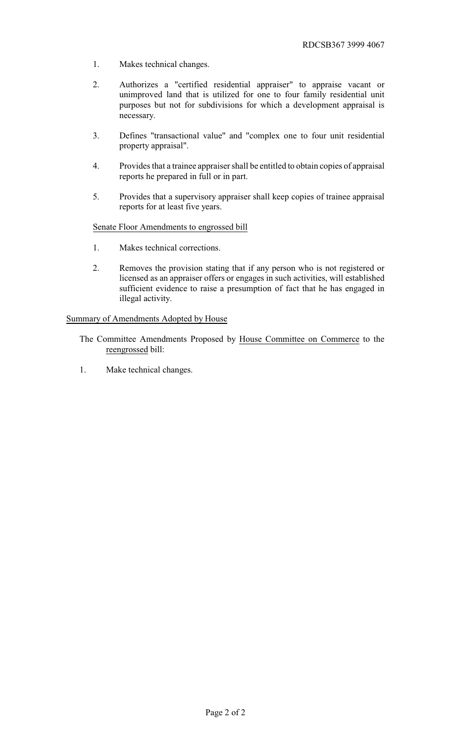1. Makes technical changes.

2. Authorizes a "certified residential appraiser" to appraise vacant or unimproved land that is utilized for one to four family residential unit purposes but not for subdivisions for which a development appraisal is necessary.

3. Defines "transactional value" and "complex one to four unit residential property appraisal".

4. Provides that a trainee appraiser shall be entitled to obtain copies of appraisal reports he prepared in full or in part.

5. Provides that a supervisory appraiser shall keep copies of trainee appraisal reports for at least five years.

Senate Floor Amendments to engrossed bill

1. Makes technical corrections.

2. Removes the provision stating that if any person who is not registered or licensed as an appraiser offers or engages in such activities, will established sufficient evidence to raise a presumption of fact that he has engaged in illegal activity.

Summary of Amendments Adopted by House

The Committee Amendments Proposed by House Committee on Commerce to the reengrossed bill:

1. Make technical changes.